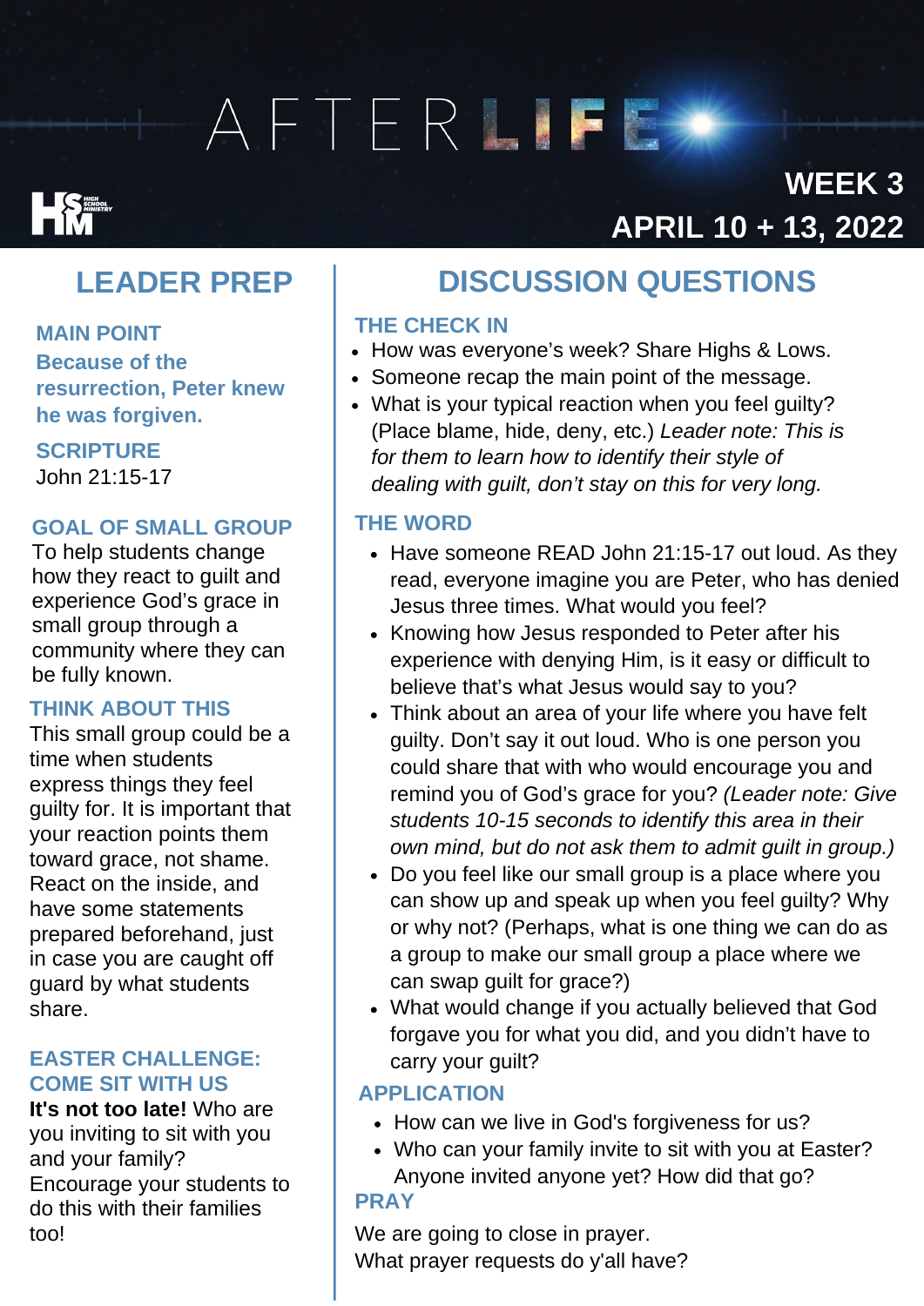# AFTERLIFE

HSM High School Ministry

**WEEK 3**
**APRIL 10 + 13, 2022**

## LEADER PREP

### MAIN POINT

**Because of the resurrection, Peter knew he was forgiven.**

### SCRIPTURE

John 21:15-17

### GOAL OF SMALL GROUP

To help students change how they react to guilt and experience God's grace in small group through a community where they can be fully known.

### THINK ABOUT THIS

This small group could be a time when students express things they feel guilty for. It is important that your reaction points them toward grace, not shame. React on the inside, and have some statements prepared beforehand, just in case you are caught off guard by what students share.

### EASTER CHALLENGE: COME SIT WITH US

**It's not too late!** Who are you inviting to sit with you and your family? Encourage your students to do this with their families too!

## DISCUSSION QUESTIONS

### THE CHECK IN

- How was everyone's week? Share Highs & Lows.
- Someone recap the main point of the message.
- What is your typical reaction when you feel guilty? (Place blame, hide, deny, etc.) *Leader note: This is for them to learn how to identify their style of dealing with guilt, don't stay on this for very long.*

### THE WORD

- Have someone READ John 21:15-17 out loud. As they read, everyone imagine you are Peter, who has denied Jesus three times. What would you feel?
- Knowing how Jesus responded to Peter after his experience with denying Him, is it easy or difficult to believe that's what Jesus would say to you?
- Think about an area of your life where you have felt guilty. Don't say it out loud. Who is one person you could share that with who would encourage you and remind you of God's grace for you? *(Leader note: Give students 10-15 seconds to identify this area in their own mind, but do not ask them to admit guilt in group.)*
- Do you feel like our small group is a place where you can show up and speak up when you feel guilty? Why or why not? (Perhaps, what is one thing we can do as a group to make our small group a place where we can swap guilt for grace?)
- What would change if you actually believed that God forgave you for what you did, and you didn't have to carry your guilt?

### APPLICATION

- How can we live in God's forgiveness for us?
- Who can your family invite to sit with you at Easter? Anyone invited anyone yet? How did that go?

### PRAY

We are going to close in prayer.
What prayer requests do y'all have?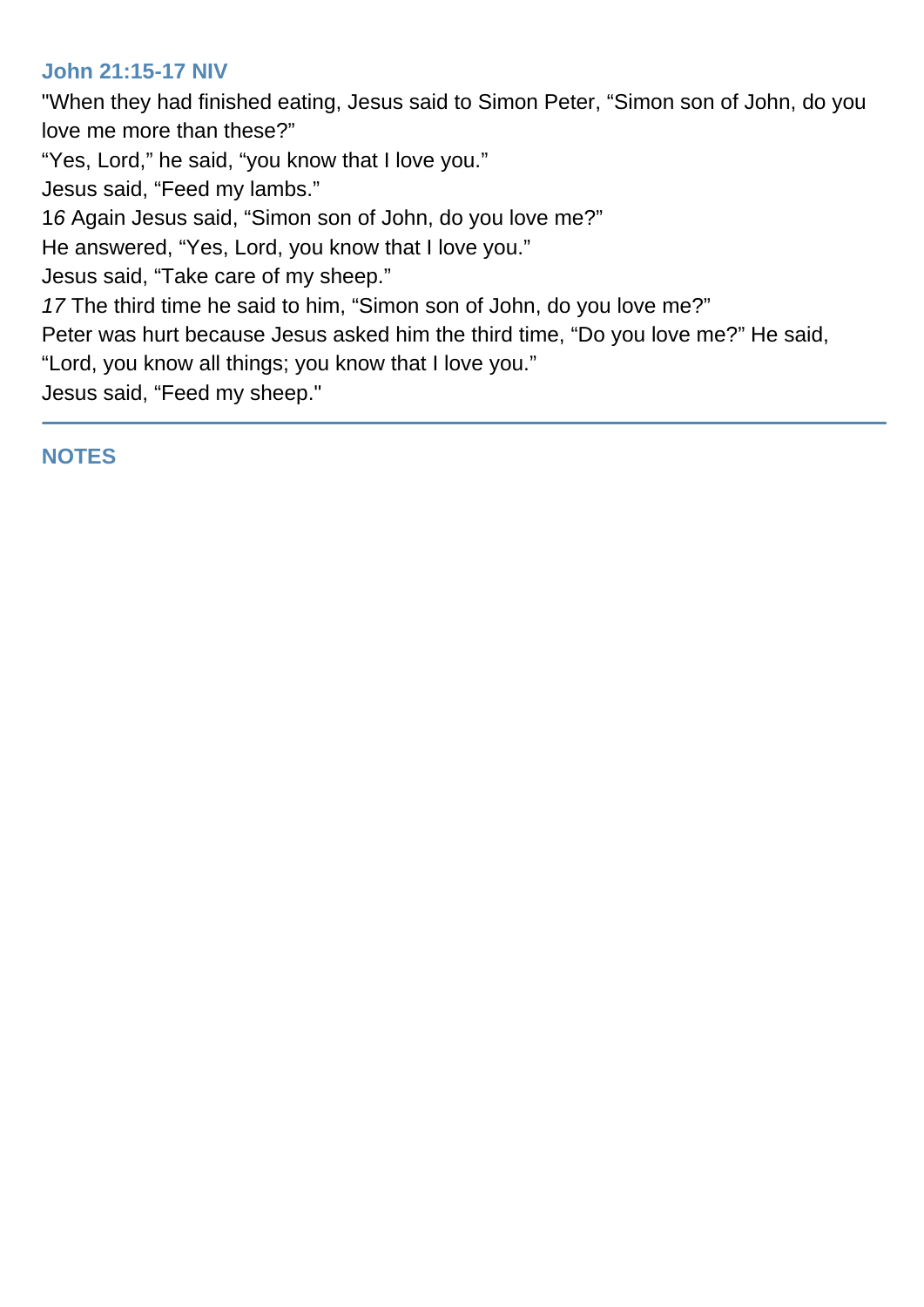### John 21:15-17 NIV

"When they had finished eating, Jesus said to Simon Peter, “Simon son of John, do you love me more than these?”
“Yes, Lord,” he said, “you know that I love you.”
Jesus said, “Feed my lambs.”
1*6* Again Jesus said, “Simon son of John, do you love me?”
He answered, “Yes, Lord, you know that I love you.”
Jesus said, “Take care of my sheep.”
*17* The third time he said to him, “Simon son of John, do you love me?”
Peter was hurt because Jesus asked him the third time, “Do you love me?” He said, “Lord, you know all things; you know that I love you.”
Jesus said, “Feed my sheep."

---

### NOTES